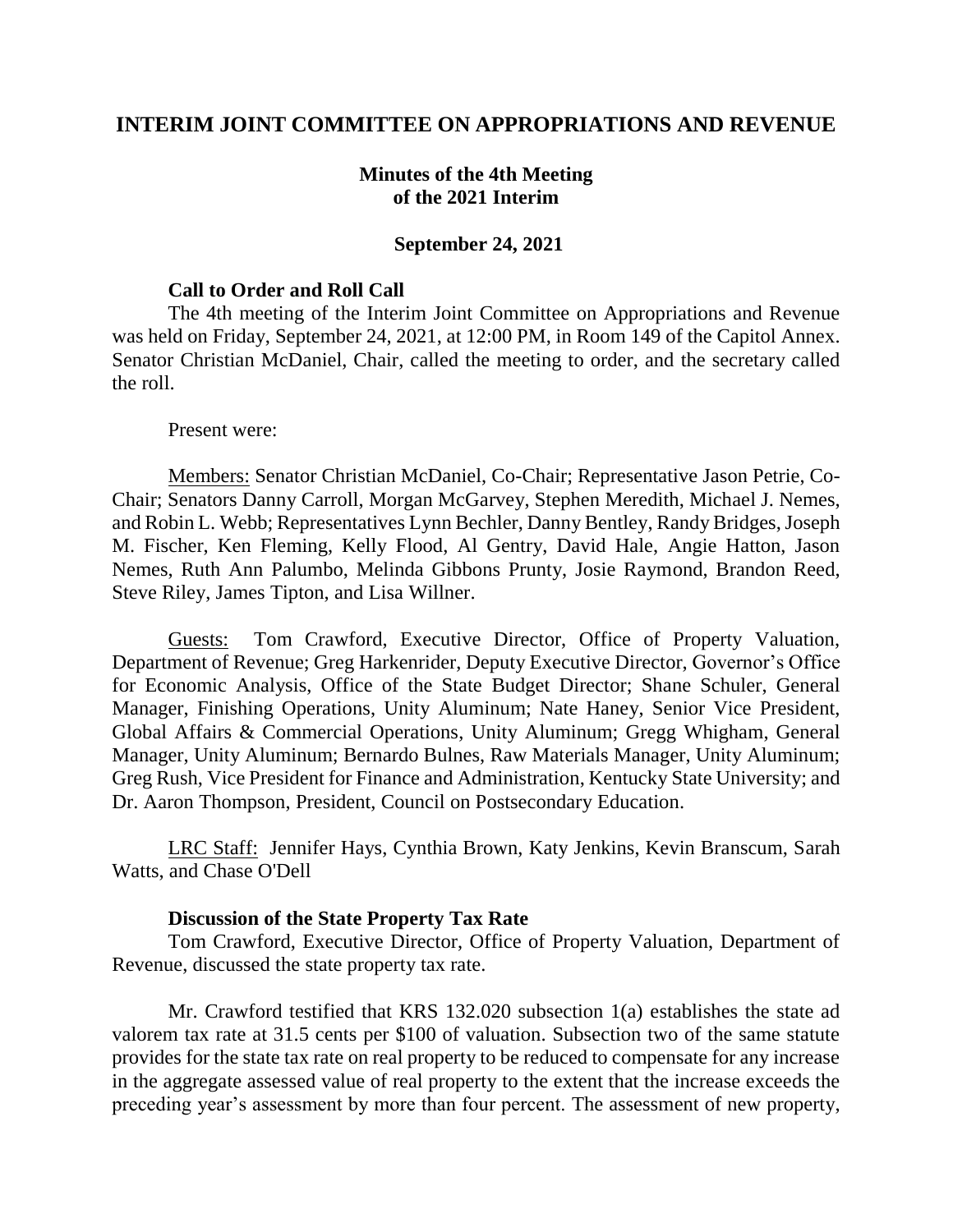# INTERIM JOINT COMMITTEE ON APPROPRIATIONS AND REVENUE

## Minutes of the 4th Meeting of the 2021 Interim

### September 24, 2021

**Call to Order and Roll Call**

The 4th meeting of the Interim Joint Committee on Appropriations and Revenue was held on Friday, September 24, 2021, at 12:00 PM, in Room 149 of the Capitol Annex. Senator Christian McDaniel, Chair, called the meeting to order, and the secretary called the roll.

Present were:

Members: Senator Christian McDaniel, Co-Chair; Representative Jason Petrie, Co-Chair; Senators Danny Carroll, Morgan McGarvey, Stephen Meredith, Michael J. Nemes, and Robin L. Webb; Representatives Lynn Bechler, Danny Bentley, Randy Bridges, Joseph M. Fischer, Ken Fleming, Kelly Flood, Al Gentry, David Hale, Angie Hatton, Jason Nemes, Ruth Ann Palumbo, Melinda Gibbons Prunty, Josie Raymond, Brandon Reed, Steve Riley, James Tipton, and Lisa Willner.

Guests: Tom Crawford, Executive Director, Office of Property Valuation, Department of Revenue; Greg Harkenrider, Deputy Executive Director, Governor's Office for Economic Analysis, Office of the State Budget Director; Shane Schuler, General Manager, Finishing Operations, Unity Aluminum; Nate Haney, Senior Vice President, Global Affairs & Commercial Operations, Unity Aluminum; Gregg Whigham, General Manager, Unity Aluminum; Bernardo Bulnes, Raw Materials Manager, Unity Aluminum; Greg Rush, Vice President for Finance and Administration, Kentucky State University; and Dr. Aaron Thompson, President, Council on Postsecondary Education.

LRC Staff: Jennifer Hays, Cynthia Brown, Katy Jenkins, Kevin Branscum, Sarah Watts, and Chase O'Dell

**Discussion of the State Property Tax Rate**

Tom Crawford, Executive Director, Office of Property Valuation, Department of Revenue, discussed the state property tax rate.

Mr. Crawford testified that KRS 132.020 subsection 1(a) establishes the state ad valorem tax rate at 31.5 cents per $100 of valuation. Subsection two of the same statute provides for the state tax rate on real property to be reduced to compensate for any increase in the aggregate assessed value of real property to the extent that the increase exceeds the preceding year's assessment by more than four percent. The assessment of new property,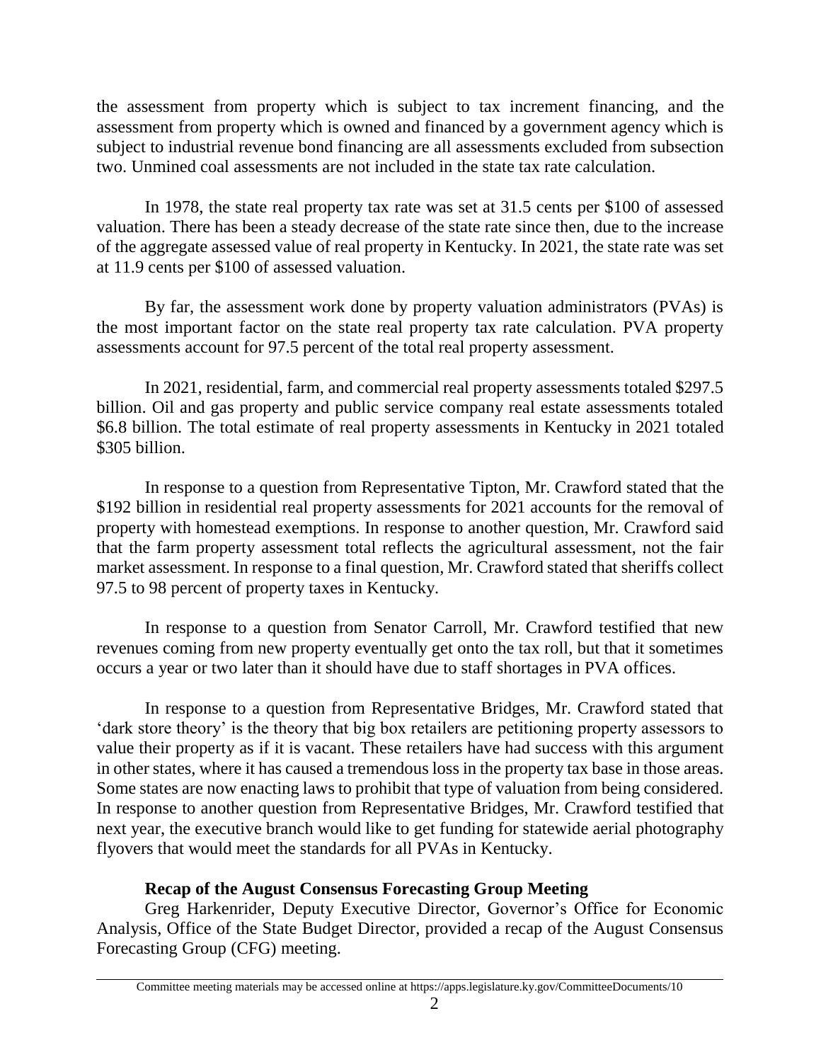the assessment from property which is subject to tax increment financing, and the assessment from property which is owned and financed by a government agency which is subject to industrial revenue bond financing are all assessments excluded from subsection two. Unmined coal assessments are not included in the state tax rate calculation.

In 1978, the state real property tax rate was set at 31.5 cents per $100 of assessed valuation. There has been a steady decrease of the state rate since then, due to the increase of the aggregate assessed value of real property in Kentucky. In 2021, the state rate was set at 11.9 cents per $100 of assessed valuation.

By far, the assessment work done by property valuation administrators (PVAs) is the most important factor on the state real property tax rate calculation. PVA property assessments account for 97.5 percent of the total real property assessment.

In 2021, residential, farm, and commercial real property assessments totaled $297.5 billion. Oil and gas property and public service company real estate assessments totaled $6.8 billion. The total estimate of real property assessments in Kentucky in 2021 totaled $305 billion.

In response to a question from Representative Tipton, Mr. Crawford stated that the $192 billion in residential real property assessments for 2021 accounts for the removal of property with homestead exemptions. In response to another question, Mr. Crawford said that the farm property assessment total reflects the agricultural assessment, not the fair market assessment. In response to a final question, Mr. Crawford stated that sheriffs collect 97.5 to 98 percent of property taxes in Kentucky.

In response to a question from Senator Carroll, Mr. Crawford testified that new revenues coming from new property eventually get onto the tax roll, but that it sometimes occurs a year or two later than it should have due to staff shortages in PVA offices.

In response to a question from Representative Bridges, Mr. Crawford stated that 'dark store theory' is the theory that big box retailers are petitioning property assessors to value their property as if it is vacant. These retailers have had success with this argument in other states, where it has caused a tremendous loss in the property tax base in those areas. Some states are now enacting laws to prohibit that type of valuation from being considered. In response to another question from Representative Bridges, Mr. Crawford testified that next year, the executive branch would like to get funding for statewide aerial photography flyovers that would meet the standards for all PVAs in Kentucky.

**Recap of the August Consensus Forecasting Group Meeting**

Greg Harkenrider, Deputy Executive Director, Governor's Office for Economic Analysis, Office of the State Budget Director, provided a recap of the August Consensus Forecasting Group (CFG) meeting.

Committee meeting materials may be accessed online at https://apps.legislature.ky.gov/CommitteeDocuments/10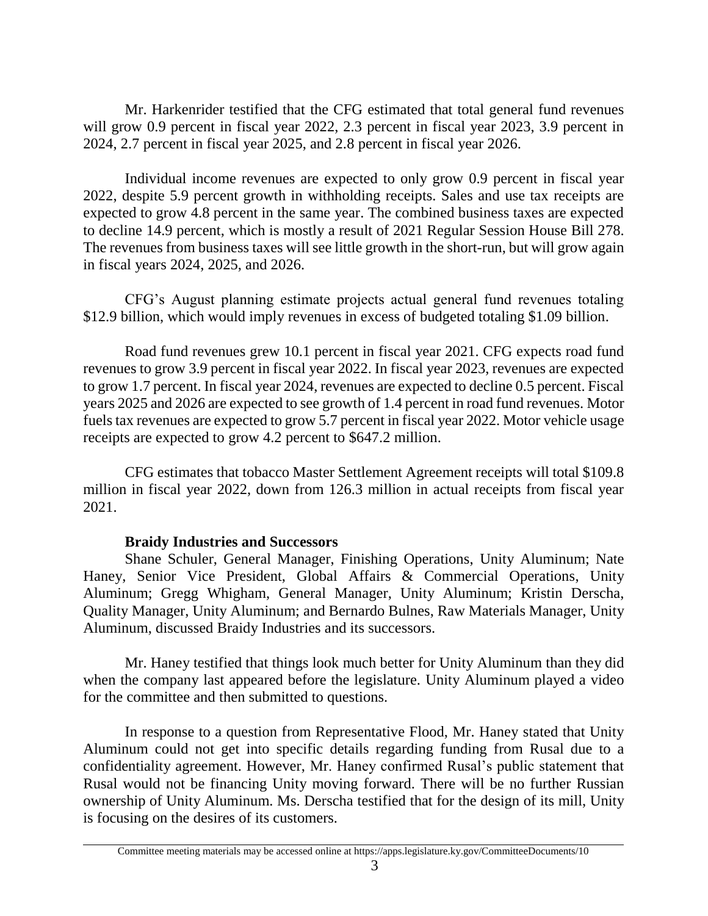Mr. Harkenrider testified that the CFG estimated that total general fund revenues will grow 0.9 percent in fiscal year 2022, 2.3 percent in fiscal year 2023, 3.9 percent in 2024, 2.7 percent in fiscal year 2025, and 2.8 percent in fiscal year 2026.

Individual income revenues are expected to only grow 0.9 percent in fiscal year 2022, despite 5.9 percent growth in withholding receipts. Sales and use tax receipts are expected to grow 4.8 percent in the same year. The combined business taxes are expected to decline 14.9 percent, which is mostly a result of 2021 Regular Session House Bill 278. The revenues from business taxes will see little growth in the short-run, but will grow again in fiscal years 2024, 2025, and 2026.

CFG's August planning estimate projects actual general fund revenues totaling $12.9 billion, which would imply revenues in excess of budgeted totaling $1.09 billion.

Road fund revenues grew 10.1 percent in fiscal year 2021. CFG expects road fund revenues to grow 3.9 percent in fiscal year 2022. In fiscal year 2023, revenues are expected to grow 1.7 percent. In fiscal year 2024, revenues are expected to decline 0.5 percent. Fiscal years 2025 and 2026 are expected to see growth of 1.4 percent in road fund revenues. Motor fuels tax revenues are expected to grow 5.7 percent in fiscal year 2022. Motor vehicle usage receipts are expected to grow 4.2 percent to $647.2 million.

CFG estimates that tobacco Master Settlement Agreement receipts will total $109.8 million in fiscal year 2022, down from 126.3 million in actual receipts from fiscal year 2021.

**Braidy Industries and Successors**

Shane Schuler, General Manager, Finishing Operations, Unity Aluminum; Nate Haney, Senior Vice President, Global Affairs & Commercial Operations, Unity Aluminum; Gregg Whigham, General Manager, Unity Aluminum; Kristin Derscha, Quality Manager, Unity Aluminum; and Bernardo Bulnes, Raw Materials Manager, Unity Aluminum, discussed Braidy Industries and its successors.

Mr. Haney testified that things look much better for Unity Aluminum than they did when the company last appeared before the legislature. Unity Aluminum played a video for the committee and then submitted to questions.

In response to a question from Representative Flood, Mr. Haney stated that Unity Aluminum could not get into specific details regarding funding from Rusal due to a confidentiality agreement. However, Mr. Haney confirmed Rusal's public statement that Rusal would not be financing Unity moving forward. There will be no further Russian ownership of Unity Aluminum. Ms. Derscha testified that for the design of its mill, Unity is focusing on the desires of its customers.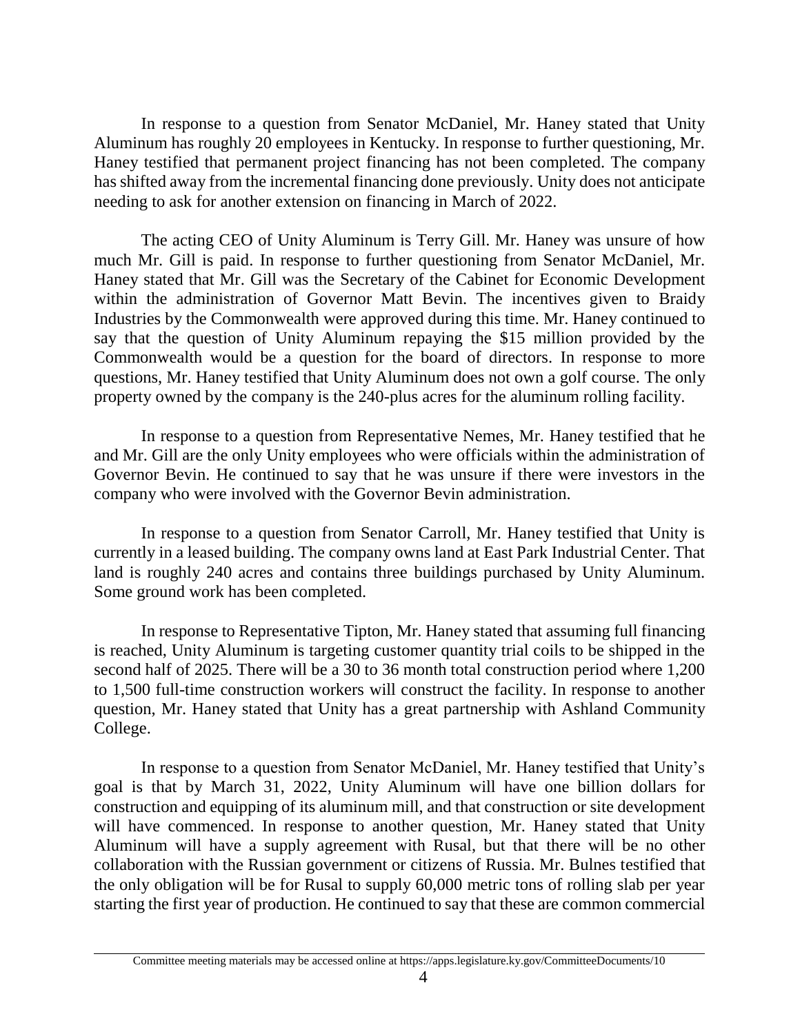In response to a question from Senator McDaniel, Mr. Haney stated that Unity Aluminum has roughly 20 employees in Kentucky. In response to further questioning, Mr. Haney testified that permanent project financing has not been completed. The company has shifted away from the incremental financing done previously. Unity does not anticipate needing to ask for another extension on financing in March of 2022.

The acting CEO of Unity Aluminum is Terry Gill. Mr. Haney was unsure of how much Mr. Gill is paid. In response to further questioning from Senator McDaniel, Mr. Haney stated that Mr. Gill was the Secretary of the Cabinet for Economic Development within the administration of Governor Matt Bevin. The incentives given to Braidy Industries by the Commonwealth were approved during this time. Mr. Haney continued to say that the question of Unity Aluminum repaying the $15 million provided by the Commonwealth would be a question for the board of directors. In response to more questions, Mr. Haney testified that Unity Aluminum does not own a golf course. The only property owned by the company is the 240-plus acres for the aluminum rolling facility.

In response to a question from Representative Nemes, Mr. Haney testified that he and Mr. Gill are the only Unity employees who were officials within the administration of Governor Bevin. He continued to say that he was unsure if there were investors in the company who were involved with the Governor Bevin administration.

In response to a question from Senator Carroll, Mr. Haney testified that Unity is currently in a leased building. The company owns land at East Park Industrial Center. That land is roughly 240 acres and contains three buildings purchased by Unity Aluminum. Some ground work has been completed.

In response to Representative Tipton, Mr. Haney stated that assuming full financing is reached, Unity Aluminum is targeting customer quantity trial coils to be shipped in the second half of 2025. There will be a 30 to 36 month total construction period where 1,200 to 1,500 full-time construction workers will construct the facility. In response to another question, Mr. Haney stated that Unity has a great partnership with Ashland Community College.

In response to a question from Senator McDaniel, Mr. Haney testified that Unity's goal is that by March 31, 2022, Unity Aluminum will have one billion dollars for construction and equipping of its aluminum mill, and that construction or site development will have commenced. In response to another question, Mr. Haney stated that Unity Aluminum will have a supply agreement with Rusal, but that there will be no other collaboration with the Russian government or citizens of Russia. Mr. Bulnes testified that the only obligation will be for Rusal to supply 60,000 metric tons of rolling slab per year starting the first year of production. He continued to say that these are common commercial

Committee meeting materials may be accessed online at https://apps.legislature.ky.gov/CommitteeDocuments/10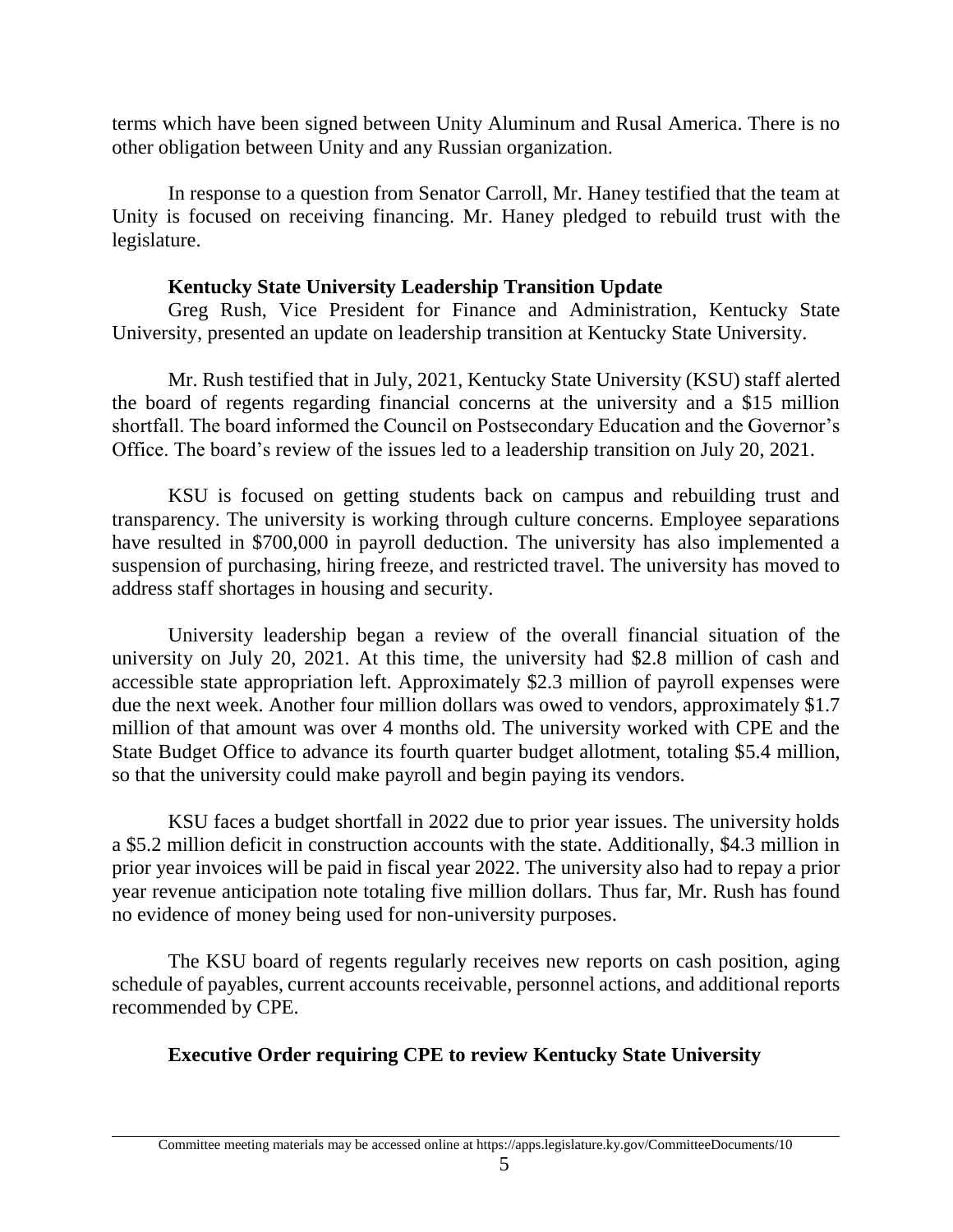terms which have been signed between Unity Aluminum and Rusal America. There is no other obligation between Unity and any Russian organization.

In response to a question from Senator Carroll, Mr. Haney testified that the team at Unity is focused on receiving financing. Mr. Haney pledged to rebuild trust with the legislature.

**Kentucky State University Leadership Transition Update**

Greg Rush, Vice President for Finance and Administration, Kentucky State University, presented an update on leadership transition at Kentucky State University.

Mr. Rush testified that in July, 2021, Kentucky State University (KSU) staff alerted the board of regents regarding financial concerns at the university and a $15 million shortfall. The board informed the Council on Postsecondary Education and the Governor's Office. The board's review of the issues led to a leadership transition on July 20, 2021.

KSU is focused on getting students back on campus and rebuilding trust and transparency. The university is working through culture concerns. Employee separations have resulted in $700,000 in payroll deduction. The university has also implemented a suspension of purchasing, hiring freeze, and restricted travel. The university has moved to address staff shortages in housing and security.

University leadership began a review of the overall financial situation of the university on July 20, 2021. At this time, the university had $2.8 million of cash and accessible state appropriation left. Approximately $2.3 million of payroll expenses were due the next week. Another four million dollars was owed to vendors, approximately $1.7 million of that amount was over 4 months old. The university worked with CPE and the State Budget Office to advance its fourth quarter budget allotment, totaling $5.4 million, so that the university could make payroll and begin paying its vendors.

KSU faces a budget shortfall in 2022 due to prior year issues. The university holds a $5.2 million deficit in construction accounts with the state. Additionally, $4.3 million in prior year invoices will be paid in fiscal year 2022. The university also had to repay a prior year revenue anticipation note totaling five million dollars. Thus far, Mr. Rush has found no evidence of money being used for non-university purposes.

The KSU board of regents regularly receives new reports on cash position, aging schedule of payables, current accounts receivable, personnel actions, and additional reports recommended by CPE.

**Executive Order requiring CPE to review Kentucky State University**

Committee meeting materials may be accessed online at https://apps.legislature.ky.gov/CommitteeDocuments/10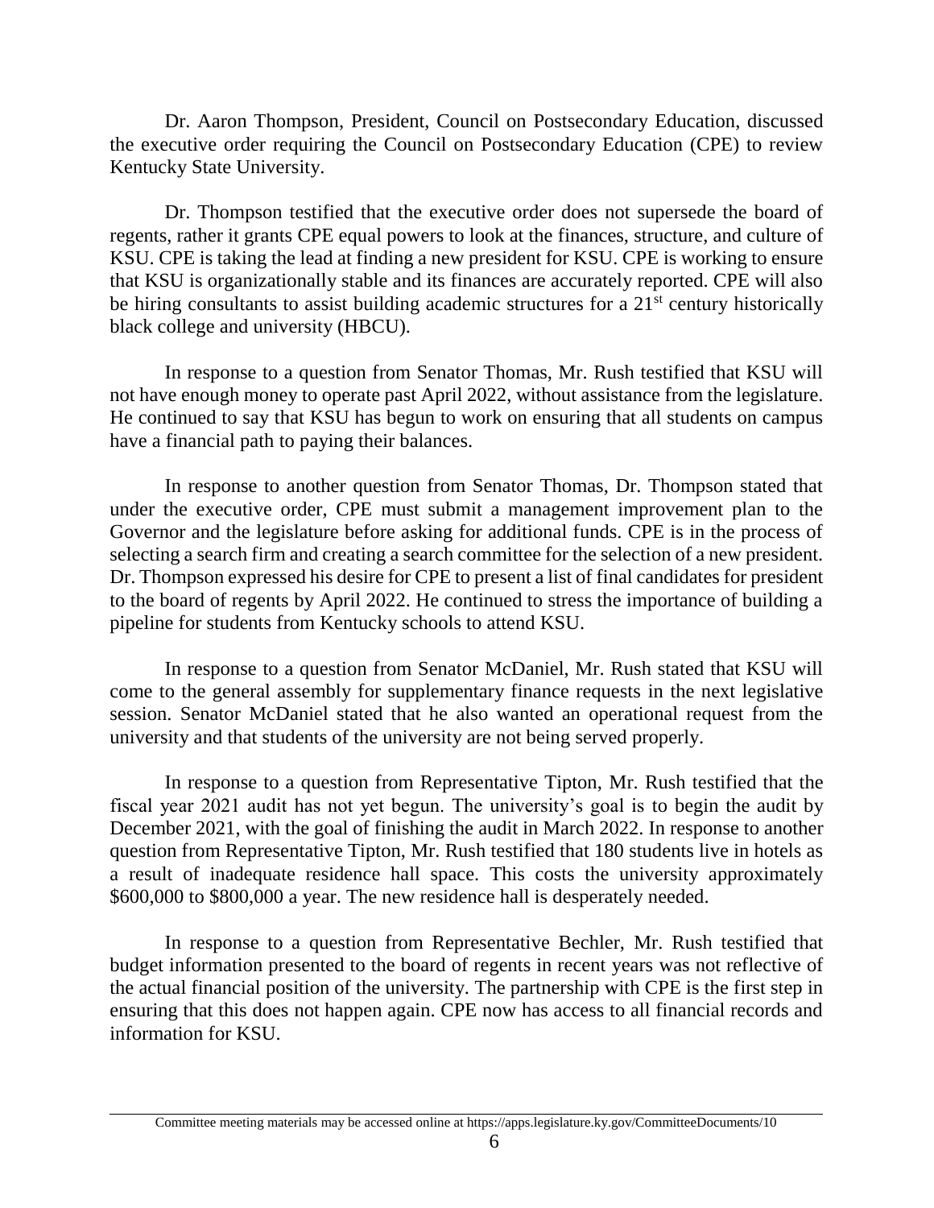Dr. Aaron Thompson, President, Council on Postsecondary Education, discussed the executive order requiring the Council on Postsecondary Education (CPE) to review Kentucky State University.

Dr. Thompson testified that the executive order does not supersede the board of regents, rather it grants CPE equal powers to look at the finances, structure, and culture of KSU. CPE is taking the lead at finding a new president for KSU. CPE is working to ensure that KSU is organizationally stable and its finances are accurately reported. CPE will also be hiring consultants to assist building academic structures for a 21st century historically black college and university (HBCU).

In response to a question from Senator Thomas, Mr. Rush testified that KSU will not have enough money to operate past April 2022, without assistance from the legislature. He continued to say that KSU has begun to work on ensuring that all students on campus have a financial path to paying their balances.

In response to another question from Senator Thomas, Dr. Thompson stated that under the executive order, CPE must submit a management improvement plan to the Governor and the legislature before asking for additional funds. CPE is in the process of selecting a search firm and creating a search committee for the selection of a new president. Dr. Thompson expressed his desire for CPE to present a list of final candidates for president to the board of regents by April 2022. He continued to stress the importance of building a pipeline for students from Kentucky schools to attend KSU.

In response to a question from Senator McDaniel, Mr. Rush stated that KSU will come to the general assembly for supplementary finance requests in the next legislative session. Senator McDaniel stated that he also wanted an operational request from the university and that students of the university are not being served properly.

In response to a question from Representative Tipton, Mr. Rush testified that the fiscal year 2021 audit has not yet begun. The university's goal is to begin the audit by December 2021, with the goal of finishing the audit in March 2022. In response to another question from Representative Tipton, Mr. Rush testified that 180 students live in hotels as a result of inadequate residence hall space. This costs the university approximately $600,000 to $800,000 a year. The new residence hall is desperately needed.

In response to a question from Representative Bechler, Mr. Rush testified that budget information presented to the board of regents in recent years was not reflective of the actual financial position of the university. The partnership with CPE is the first step in ensuring that this does not happen again. CPE now has access to all financial records and information for KSU.

Committee meeting materials may be accessed online at https://apps.legislature.ky.gov/CommitteeDocuments/10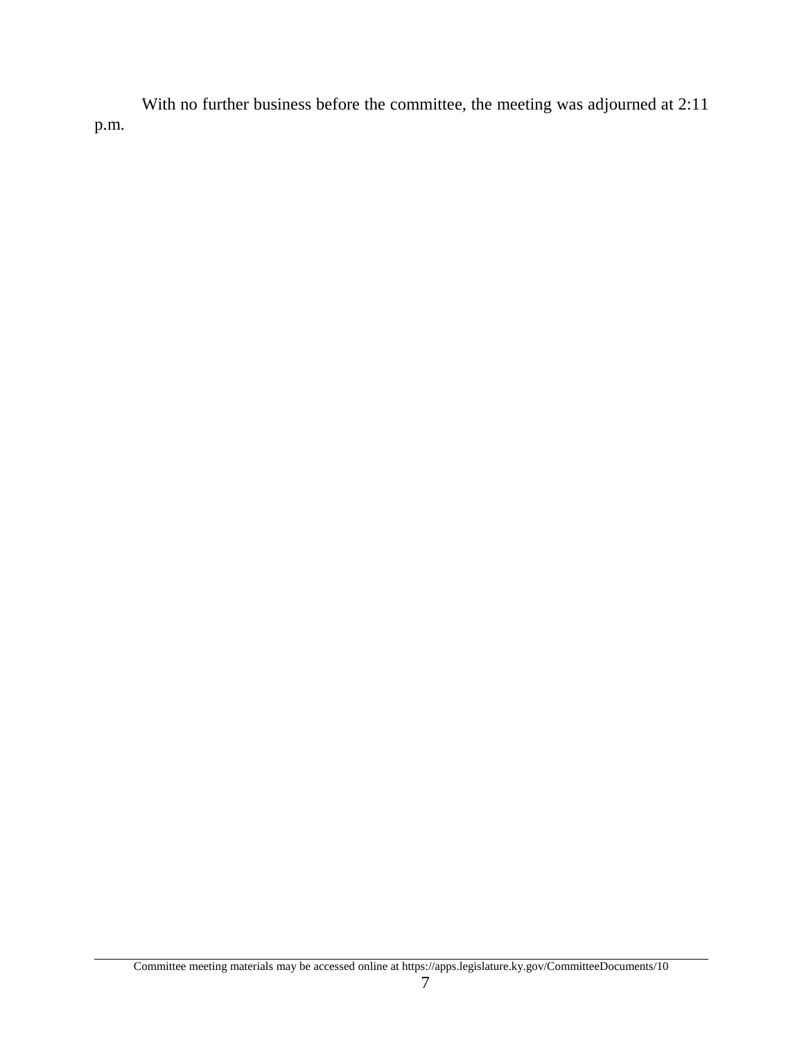With no further business before the committee, the meeting was adjourned at 2:11 p.m.